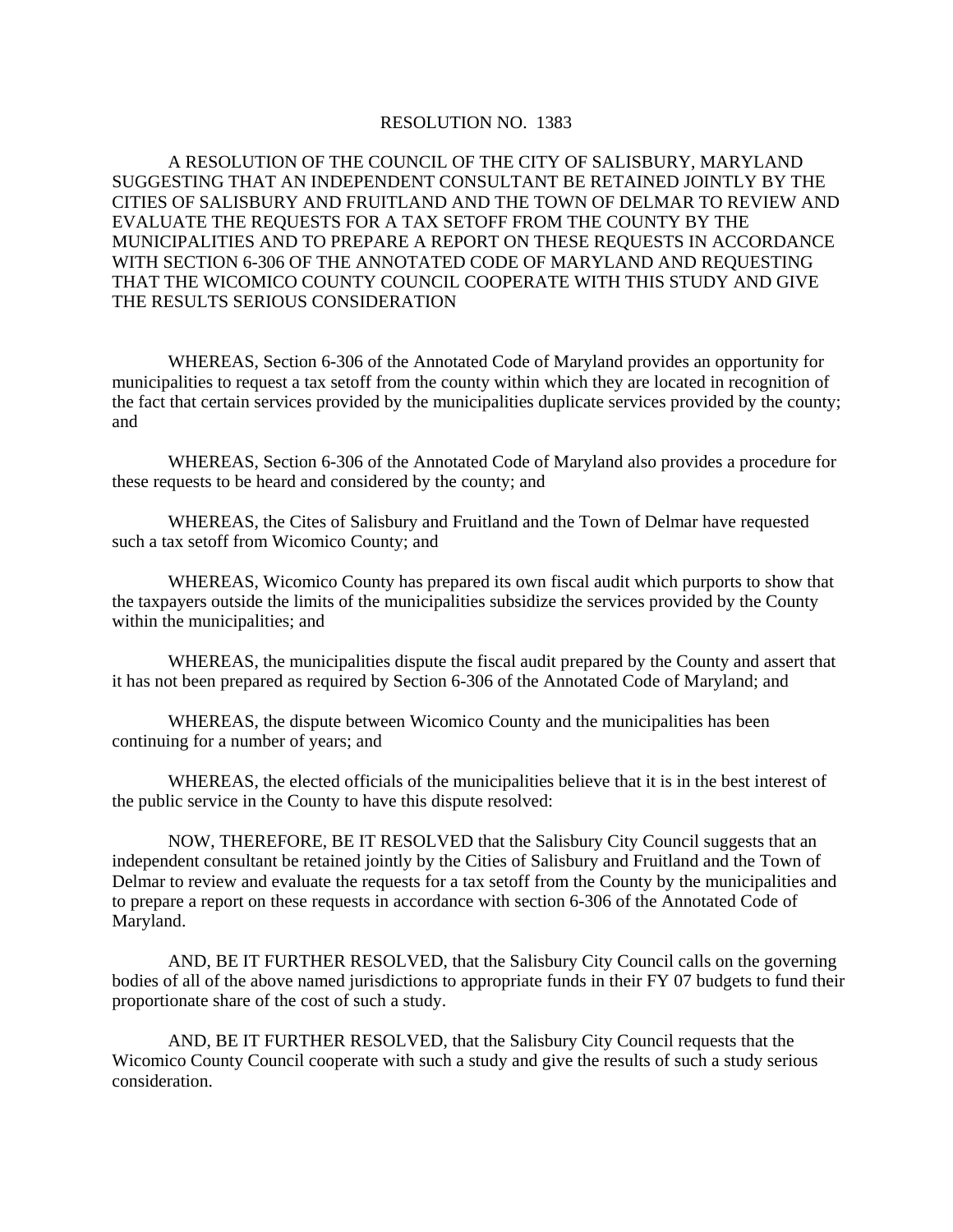# RESOLUTION NO. 1383

A RESOLUTION OF THE COUNCIL OF THE CITY OF SALISBURY, MARYLAND SUGGESTING THAT AN INDEPENDENT CONSULTANT BE RETAINED JOINTLY BY THE CITIES OF SALISBURY AND FRUITLAND AND THE TOWN OF DELMAR TO REVIEW AND EVALUATE THE REQUESTS FOR A TAX SETOFF FROM THE COUNTY BY THE MUNICIPALITIES AND TO PREPARE A REPORT ON THESE REQUESTS IN ACCORDANCE WITH SECTION 6-306 OF THE ANNOTATED CODE OF MARYLAND AND REQUESTING THAT THE WICOMICO COUNTY COUNCIL COOPERATE WITH THIS STUDY AND GIVE THE RESULTS SERIOUS CONSIDERATION

WHEREAS, Section 6-306 of the Annotated Code of Maryland provides an opportunity for municipalities to request a tax setoff from the county within which they are located in recognition of the fact that certain services provided by the municipalities duplicate services provided by the county; and

WHEREAS, Section 6-306 of the Annotated Code of Maryland also provides a procedure for these requests to be heard and considered by the county; and

WHEREAS, the Cites of Salisbury and Fruitland and the Town of Delmar have requested such a tax setoff from Wicomico County; and

WHEREAS, Wicomico County has prepared its own fiscal audit which purports to show that the taxpayers outside the limits of the municipalities subsidize the services provided by the County within the municipalities; and

WHEREAS, the municipalities dispute the fiscal audit prepared by the County and assert that it has not been prepared as required by Section 6-306 of the Annotated Code of Maryland; and

WHEREAS, the dispute between Wicomico County and the municipalities has been continuing for a number of years; and

WHEREAS, the elected officials of the municipalities believe that it is in the best interest of the public service in the County to have this dispute resolved:

NOW, THEREFORE, BE IT RESOLVED that the Salisbury City Council suggests that an independent consultant be retained jointly by the Cities of Salisbury and Fruitland and the Town of Delmar to review and evaluate the requests for a tax setoff from the County by the municipalities and to prepare a report on these requests in accordance with section 6-306 of the Annotated Code of Maryland.

AND, BE IT FURTHER RESOLVED, that the Salisbury City Council calls on the governing bodies of all of the above named jurisdictions to appropriate funds in their FY 07 budgets to fund their proportionate share of the cost of such a study.

AND, BE IT FURTHER RESOLVED, that the Salisbury City Council requests that the Wicomico County Council cooperate with such a study and give the results of such a study serious consideration.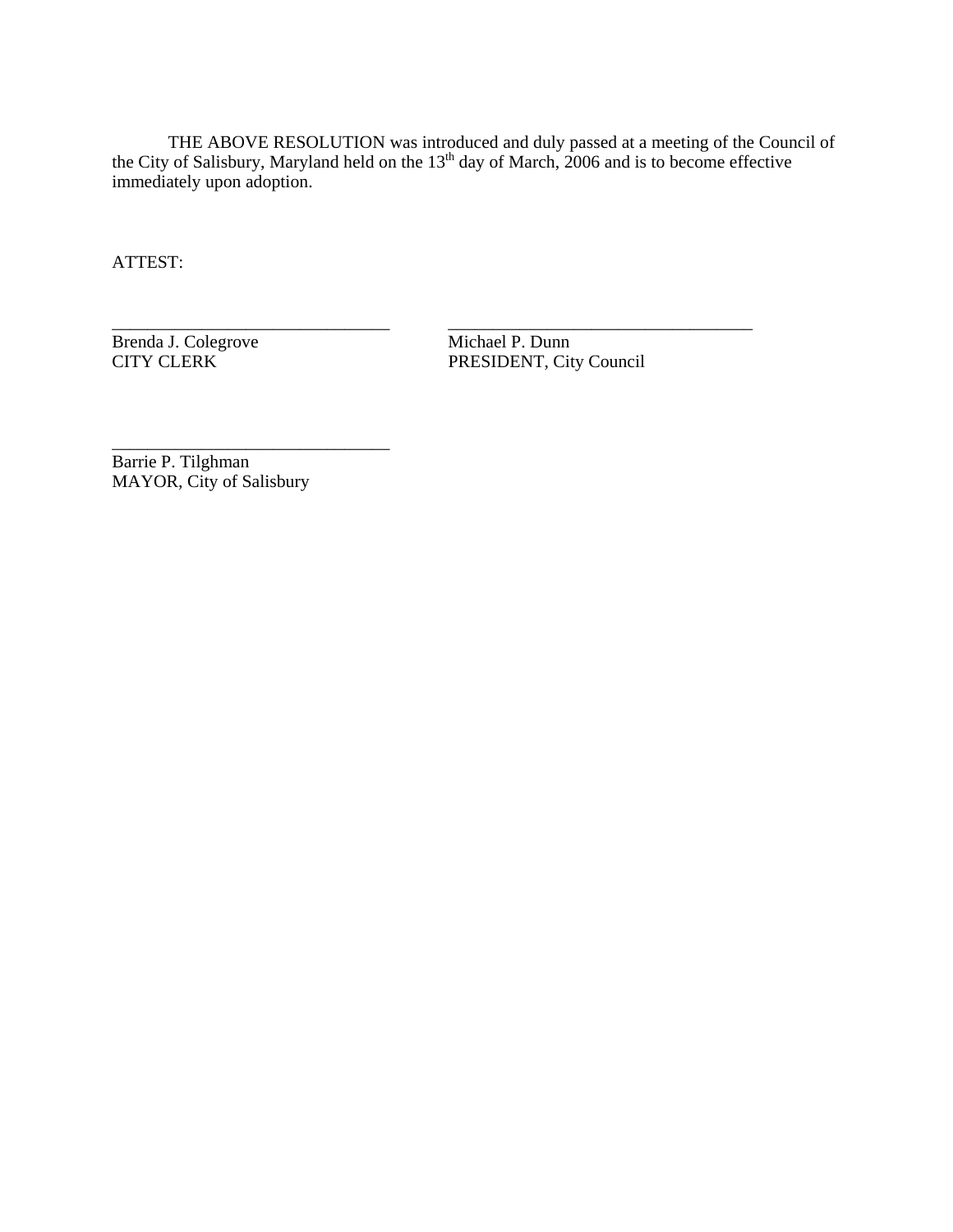THE ABOVE RESOLUTION was introduced and duly passed at a meeting of the Council of the City of Salisbury, Maryland held on the 13th day of March, 2006 and is to become effective immediately upon adoption.

ATTEST:

| | |
|---|---|
| ______________________________ | ______________________________ |
| Brenda J. Colegrove | Michael P. Dunn |
| CITY CLERK | PRESIDENT, City Council |

______________________________
Barrie P. Tilghman
MAYOR, City of Salisbury